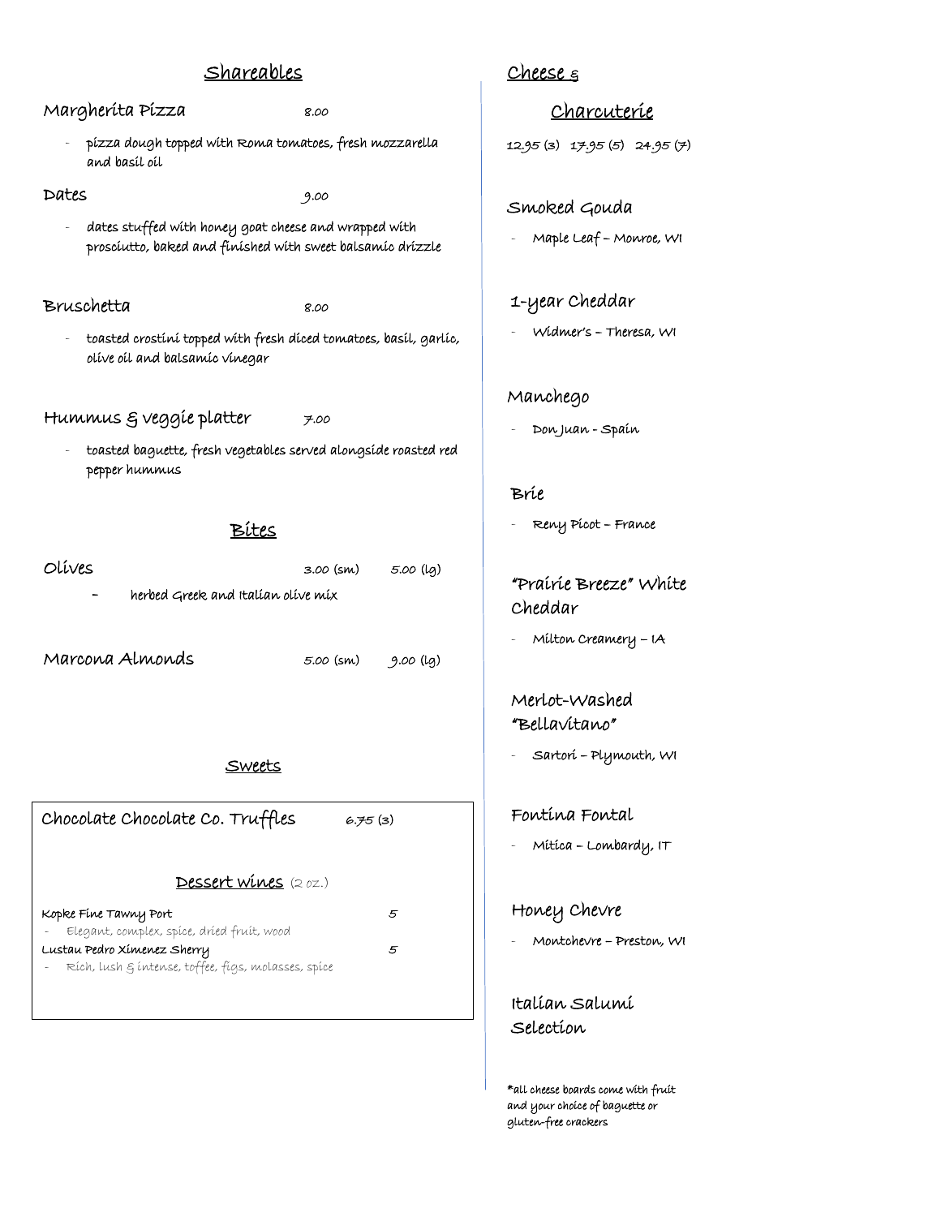## Shareables

**Margherita Pizza** 8.00

- pizza dough topped with Roma tomatoes, fresh mozzarella and basil oil

**Dates** 9.00

- dates stuffed with honey goat cheese and wrapped with prosciutto, baked and finished with sweet balsamic drizzle

**Bruschetta** 8.00

- toasted crostini topped with fresh diced tomatoes, basil, garlic, olive oil and balsamic vinegar

**Hummus & veggie platter** 7.00

- toasted baguette, fresh vegetables served alongside roasted red pepper hummus

## Bites

**Olives** 3.00 (sm) 5.00 (lg)

- herbed Greek and Italian olive mix

**Marcona Almonds** 5.00 (sm) 9.00 (lg)

## Sweets

**Chocolate Chocolate Co. Truffles** 6.75 (3)

### Dessert wines (2 oz.)

**Kopke Fine Tawny Port** 5

- Elegant, complex, spice, dried fruit, wood

**Lustau Pedro Ximenez Sherry** 5

- Rich, lush & intense, toffee, figs, molasses, spice

## Cheese & Charcuterie

12.95 (3) 17.95 (5) 24.95 (7)

**Smoked Gouda**

- Maple Leaf – Monroe, WI

**1-year Cheddar**

- Widmer's – Theresa, WI

**Manchego**

- Don Juan - Spain

**Brie**

- Reny Picot – France

**"Prairie Breeze" White Cheddar**

- Milton Creamery – IA

**Merlot-Washed "Bellavitano"**

- Sartori – Plymouth, WI

**Fontina Fontal**

- Mitica – Lombardy, IT

**Honey Chevre**

- Montchevre – Preston, WI

**Italian Salumi Selection**

*all cheese boards come with fruit and your choice of baguette or gluten-free crackers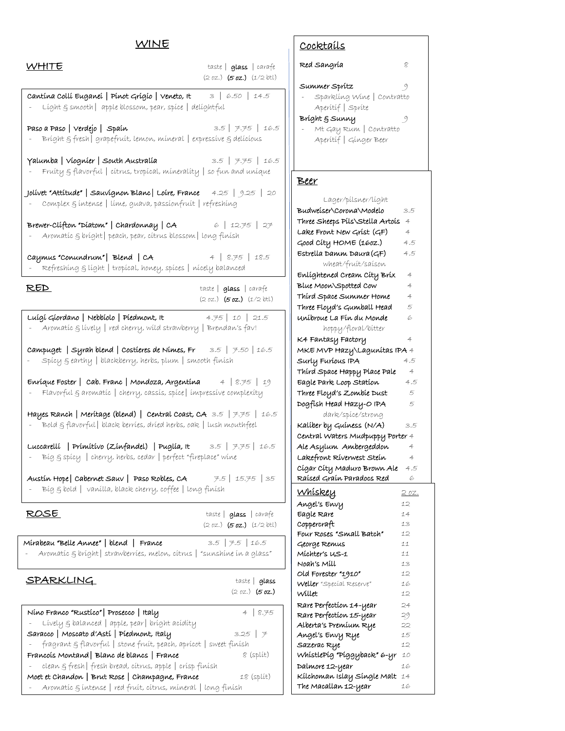# WINE

## WHITE

taste | **glass** | carafe
(2 oz.) **(5 oz.)** (1/2 btl)

**Cantina Colli Euganei | Pinot Grigio | Veneto, It** 3 | 6.50 | 14.5
- Light & smooth | apple blossom, pear, spice | delightful

**Paso a Paso | Verdejo | Spain** 3.5 | 7.75 | 16.5
- Bright & fresh | grapefruit, lemon, mineral | expressive & delicious

**Yalumba | Viognier | South Australia** 3.5 | 7.75 | 16.5
- Fruity & flavorful | citrus, tropical, minerality | so fun and unique

**Jolivet "Attitude" | Sauvignon Blanc | Loire, France** 4.25 | 9.25 | 20
- Complex & intense | lime, guava, passionfruit | refreshing

**Brewer-Clifton "Diatom" | Chardonnay | CA** 6 | 12.75 | 27
- Aromatic & bright | peach, pear, citrus blossom | long finish

**Caymus "Conundrum" | Blend | CA** 4 | 8.75 | 18.5
- Refreshing & light | tropical, honey, spices | nicely balanced

## RED

taste | **glass** | carafe
(2 oz.) **(5 oz.)** (1/2 btl)

**Luigi Giordano | Nebbiolo | Piedmont, It** 4.75 | 10 | 21.5
- Aromatic & lively | red cherry, wild strawberry | Brendan's fav!

**Campuget | Syrah blend | Costieres de Nimes, Fr** 3.5 | 7.50 | 16.5
- Spicy & earthy | blackberry, herbs, plum | smooth finish

**Enrique Foster | Cab. Franc | Mondoza, Argentina** 4 | 8.75 | 19
- Flavorful & aromatic | cherry, cassis, spice | impressive complexity

**Hayes Ranch | Meritage (blend) | Central Coast, CA** 3.5 | 7.75 | 16.5
- Bold & flavorful | black berries, dried herbs, oak | lush mouthfeel

**Luccarelli | Primitivo (Zinfandel) | Puglia, It** 3.5 | 7.75 | 16.5
- Big & spicy | cherry, herbs, cedar | perfect "fireplace" wine

**Austin Hope | Cabernet Sauv | Paso Robles, CA** 7.5 | 15.75 | 35
- Big & bold | vanilla, black cherry, coffee | long finish

## ROSE

taste | **glass** | carafe
(2 oz.) **(5 oz.)** (1/2 btl)

**Mirabeau "Belle Annee" | blend | France** 3.5 | 7.5 | 16.5
- Aromatic & bright | strawberries, melon, citrus | "sunshine in a glass"

## SPARKLING

taste | **glass**
(2 oz.) **(5 oz.)**

**Nino Franco "Rustico" | Prosecco | Italy** 4 | 8.75
- Lively & balanced | apple, pear | bright acidity

**Saracco | Moscato d'Asti | Piedmont, Italy** 3.25 | 7
- fragrant & flavorful | stone fruit, peach, apricot | sweet finish

**Francois Montand | Blanc de blancs | France** 8 (split)
- clean & fresh | fresh bread, citrus, apple | crisp finish

**Moet et Chandon | Brut Rose | Champagne, France** 18 (split)
- Aromatic & intense | red fruit, citrus, mineral | long finish

## Cocktails

**Red Sangria** 8

**Summer Spritz** 9
- Sparkling Wine | Contratto Aperitif | Sprite

**Bright & Sunny** 9
- Mt Gay Rum | Contratto Aperitif | Ginger Beer

## Beer

*Lager/pilsner/light*

| | |
|---|---|
| Budweiser\Corona\Modelo | 3.5 |
| Three Sheeps Pils\Stella Artois | 4 |
| Lake Front New Grist (GF) | 4 |
| Good City HOME (16oz.) | 4.5 |
| Estrella Damm Daura (GF) | 4.5 |

*wheat/fruit/saison*

| | |
|---|---|
| Enlightened Cream City Brix | 4 |
| Blue Moon\Spotted Cow | 4 |
| Third Space Summer Home | 4 |
| Three Floyd's Gumball Head | 5 |
| Unibroue La Fin du Monde | 6 |

*hoppy/floral/bitter*

| | |
|---|---|
| K4 Fantasy Factory | 4 |
| MKE MVP Hazy\Lagunitas IPA | 4 |
| Surly Furious IPA | 4.5 |
| Third Space Happy Place Pale | 4 |
| Eagle Park Loop Station | 4.5 |
| Three Floyd's Zombie Dust | 5 |
| Dogfish Head Hazy-O IPA | 5 |

*dark/spice/strong*

| | |
|---|---|
| Kaliber by Guiness (N/A) | 3.5 |
| Central Waters Mudpuppy Porter | 4 |
| Ale Asylum Ambergeddon | 4 |
| Lakefront Riverwest Stein | 4 |
| Cigar City Maduro Brown Ale | 4.5 |
| Raised Grain Paradocs Red | 6 |

## Whiskey

| | 2 oz. |
|---|---|
| Angel's Envy | 12 |
| Eagle Rare | 14 |
| Coppercraft | 13 |
| Four Roses "Small Batch" | 12 |
| George Remus | 11 |
| Michter's US-1 | 11 |
| Noah's Mill | 13 |
| Old Forester "1910" | 12 |
| Weller "Special Reserve" | 16 |
| Willet | 12 |
| Rare Perfection 14-year | 24 |
| Rare Perfection 15-year | 29 |
| Alberta's Premium Rye | 22 |
| Angel's Envy Rye | 15 |
| Sazerac Rye | 12 |
| WhistlePig "Piggyback" 6-yr | 10 |
| Dalmore 12-year | 16 |
| Kilchoman Islay Single Malt | 14 |
| The Macallan 12-year | 16 |